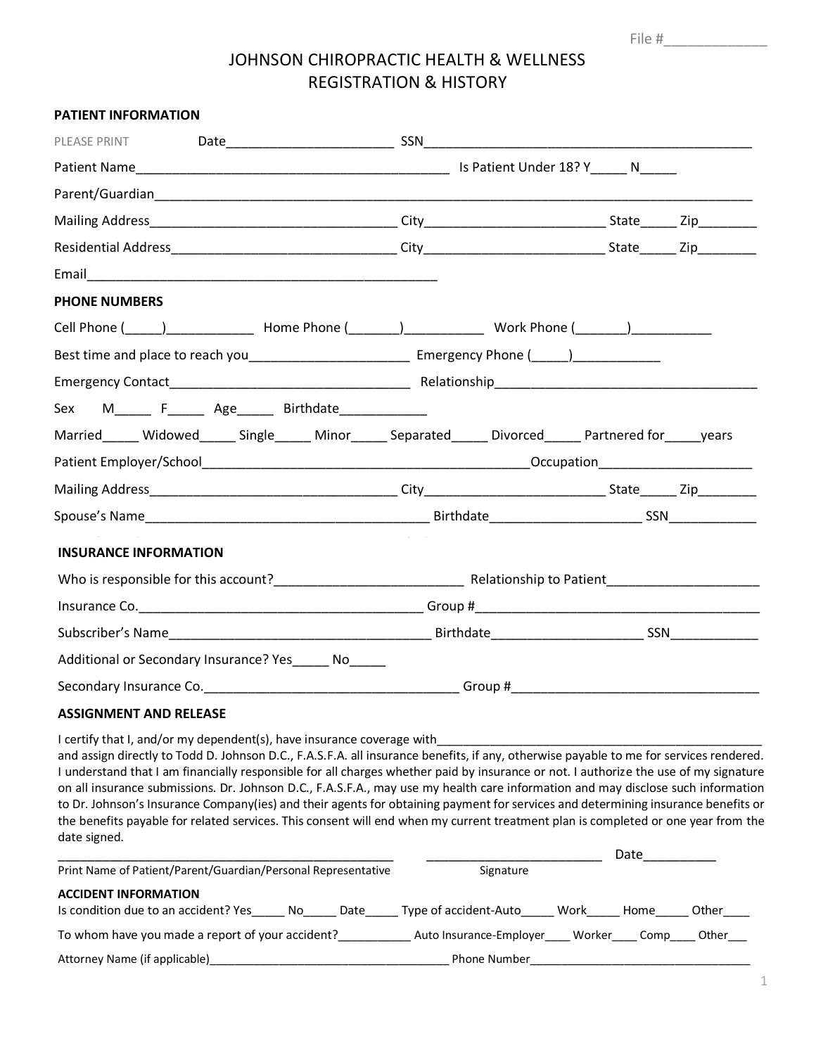File #____________

# JOHNSON CHIROPRACTIC HEALTH & WELLNESS
# REGISTRATION & HISTORY

## PATIENT INFORMATION

PLEASE PRINT Date_______________________ SSN____________________________________________

Patient Name__________________________________________ Is Patient Under 18? Y_____ N_____

Parent/Guardian______________________________________________________________________________

Mailing Address_________________________________ City________________________ State_____ Zip________

Residential Address_____________________________ City________________________ State_____ Zip________

Email______________________________________________

## PHONE NUMBERS

Cell Phone (_____)____________ Home Phone (_______)___________ Work Phone (_______)___________

Best time and place to reach you_____________________ Emergency Phone (_____)____________

Emergency Contact________________________________ Relationship__________________________________

Sex M_____ F_____ Age_____ Birthdate____________

Married_____ Widowed_____ Single_____ Minor_____ Separated_____ Divorced_____ Partnered for_____years

Patient Employer/School____________________________________________Occupation_____________________

Mailing Address_________________________________ City________________________ State_____ Zip________

Spouse's Name______________________________________ Birthdate_____________________ SSN____________

## INSURANCE INFORMATION

Who is responsible for this account?_________________________ Relationship to Patient_____________________

Insurance Co.______________________________________ Group #_______________________________________

Subscriber's Name___________________________________ Birthdate_____________________ SSN____________

Additional or Secondary Insurance? Yes_____ No_____

Secondary Insurance Co.__________________________________ Group #__________________________________

## ASSIGNMENT AND RELEASE

I certify that I, and/or my dependent(s), have insurance coverage with________________________________________________ and assign directly to Todd D. Johnson D.C., F.A.S.F.A. all insurance benefits, if any, otherwise payable to me for services rendered. I understand that I am financially responsible for all charges whether paid by insurance or not. I authorize the use of my signature on all insurance submissions. Dr. Johnson D.C., F.A.S.F.A., may use my health care information and may disclose such information to Dr. Johnson's Insurance Company(ies) and their agents for obtaining payment for services and determining insurance benefits or the benefits payable for related services. This consent will end when my current treatment plan is completed or one year from the date signed.

_______________________________________________ _________________________ Date__________

Print Name of Patient/Parent/Guardian/Personal Representative Signature

## ACCIDENT INFORMATION

Is condition due to an accident? Yes_____ No_____ Date_____ Type of accident-Auto_____ Work_____ Home_____ Other____

To whom have you made a report of your accident?___________ Auto Insurance-Employer____ Worker____ Comp____ Other___

Attorney Name (if applicable)____________________________________ Phone Number__________________________________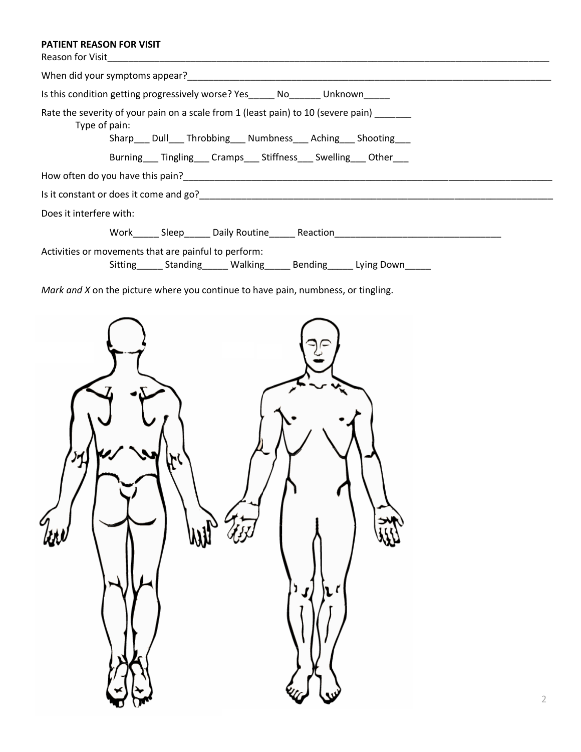**PATIENT REASON FOR VISIT**

Reason for Visit___________________________________________________________________________________________

When did your symptoms appear?_____________________________________________________________________________

Is this condition getting progressively worse? Yes_____ No______ Unknown_____

Rate the severity of your pain on a scale from 1 (least pain) to 10 (severe pain) _______

Type of pain:

Sharp___ Dull___ Throbbing___ Numbness___ Aching___ Shooting___

Burning___ Tingling___ Cramps___ Stiffness___ Swelling___ Other___

How often do you have this pain?_____________________________________________________________________________

Is it constant or does it come and go?_________________________________________________________________________

Does it interfere with:

Work_____ Sleep_____ Daily Routine_____ Reaction________________________________

Activities or movements that are painful to perform:

Sitting_____ Standing_____ Walking_____ Bending_____ Lying Down_____

*Mark and X* on the picture where you continue to have pain, numbness, or tingling.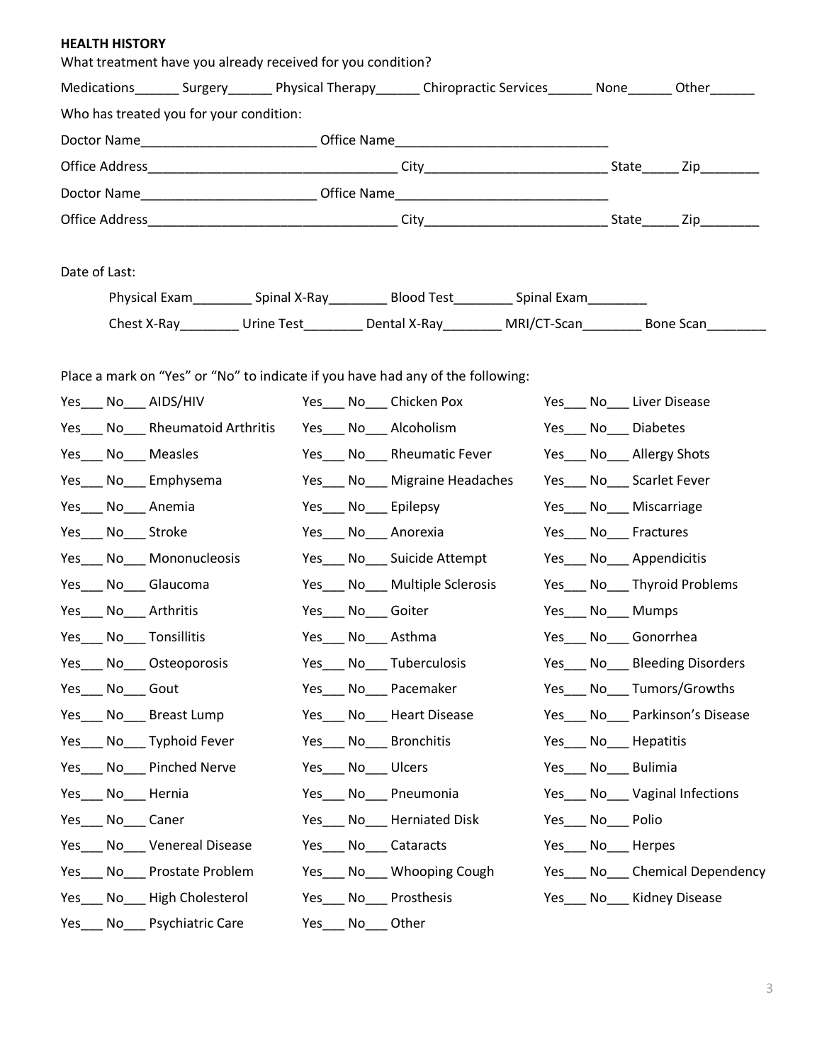**HEALTH HISTORY**

What treatment have you already received for you condition?

Medications______ Surgery______ Physical Therapy______ Chiropractic Services______ None______ Other______

Who has treated you for your condition:

Doctor Name________________________ Office Name_____________________________

Office Address__________________________________ City_________________________ State_____ Zip________

Doctor Name________________________ Office Name_____________________________

Office Address__________________________________ City_________________________ State_____ Zip________

Date of Last:

Physical Exam________ Spinal X-Ray________ Blood Test________ Spinal Exam________

Chest X-Ray________ Urine Test________ Dental X-Ray________ MRI/CT-Scan________ Bone Scan________

Place a mark on "Yes" or "No" to indicate if you have had any of the following:

| | | |
|---|---|---|
| Yes___ No___ AIDS/HIV | Yes___ No___ Chicken Pox | Yes___ No___ Liver Disease |
| Yes___ No___ Rheumatoid Arthritis | Yes___ No___ Alcoholism | Yes___ No___ Diabetes |
| Yes___ No___ Measles | Yes___ No___ Rheumatic Fever | Yes___ No___ Allergy Shots |
| Yes___ No___ Emphysema | Yes___ No___ Migraine Headaches | Yes___ No___ Scarlet Fever |
| Yes___ No___ Anemia | Yes___ No___ Epilepsy | Yes___ No___ Miscarriage |
| Yes___ No___ Stroke | Yes___ No___ Anorexia | Yes___ No___ Fractures |
| Yes___ No___ Mononucleosis | Yes___ No___ Suicide Attempt | Yes___ No___ Appendicitis |
| Yes___ No___ Glaucoma | Yes___ No___ Multiple Sclerosis | Yes___ No___ Thyroid Problems |
| Yes___ No___ Arthritis | Yes___ No___ Goiter | Yes___ No___ Mumps |
| Yes___ No___ Tonsillitis | Yes___ No___ Asthma | Yes___ No___ Gonorrhea |
| Yes___ No___ Osteoporosis | Yes___ No___ Tuberculosis | Yes___ No___ Bleeding Disorders |
| Yes___ No___ Gout | Yes___ No___ Pacemaker | Yes___ No___ Tumors/Growths |
| Yes___ No___ Breast Lump | Yes___ No___ Heart Disease | Yes___ No___ Parkinson's Disease |
| Yes___ No___ Typhoid Fever | Yes___ No___ Bronchitis | Yes___ No___ Hepatitis |
| Yes___ No___ Pinched Nerve | Yes___ No___ Ulcers | Yes___ No___ Bulimia |
| Yes___ No___ Hernia | Yes___ No___ Pneumonia | Yes___ No___ Vaginal Infections |
| Yes___ No___ Caner | Yes___ No___ Herniated Disk | Yes___ No___ Polio |
| Yes___ No___ Venereal Disease | Yes___ No___ Cataracts | Yes___ No___ Herpes |
| Yes___ No___ Prostate Problem | Yes___ No___ Whooping Cough | Yes___ No___ Chemical Dependency |
| Yes___ No___ High Cholesterol | Yes___ No___ Prosthesis | Yes___ No___ Kidney Disease |
| Yes___ No___ Psychiatric Care | Yes___ No___ Other | |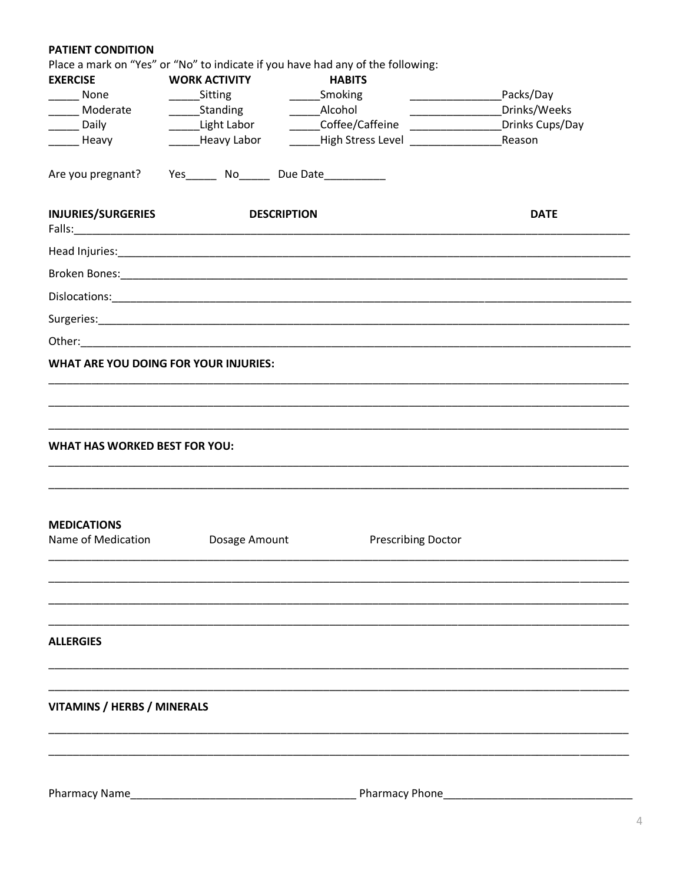**PATIENT CONDITION**

Place a mark on "Yes" or "No" to indicate if you have had any of the following:

| EXERCISE | WORK ACTIVITY | HABITS | | |
|---|---|---|---|---|
| _____ None | _____Sitting | _____Smoking | _______________ | Packs/Day |
| _____ Moderate | _____Standing | _____Alcohol | _______________ | Drinks/Weeks |
| _____ Daily | _____Light Labor | _____Coffee/Caffeine | _______________ | Drinks Cups/Day |
| _____ Heavy | _____Heavy Labor | _____High Stress Level | _______________ | Reason |

Are you pregnant? Yes_____ No_____ Due Date__________

**INJURIES/SURGERIES** **DESCRIPTION** **DATE**

Falls:___________________________________________________________________________________

Head Injuries:____________________________________________________________________________

Broken Bones:____________________________________________________________________________

Dislocations:_____________________________________________________________________________

Surgeries:_______________________________________________________________________________

Other:__________________________________________________________________________________

**WHAT ARE YOU DOING FOR YOUR INJURIES:**

_________________________________________________________________________________________

_________________________________________________________________________________________

_________________________________________________________________________________________

**WHAT HAS WORKED BEST FOR YOU:**

_________________________________________________________________________________________

_________________________________________________________________________________________

**MEDICATIONS**

Name of Medication Dosage Amount Prescribing Doctor

_________________________________________________________________________________________

_________________________________________________________________________________________

_________________________________________________________________________________________

_________________________________________________________________________________________

**ALLERGIES**

_________________________________________________________________________________________

_________________________________________________________________________________________

**VITAMINS / HERBS / MINERALS**

_________________________________________________________________________________________

_________________________________________________________________________________________

Pharmacy Name____________________________________ Pharmacy Phone______________________________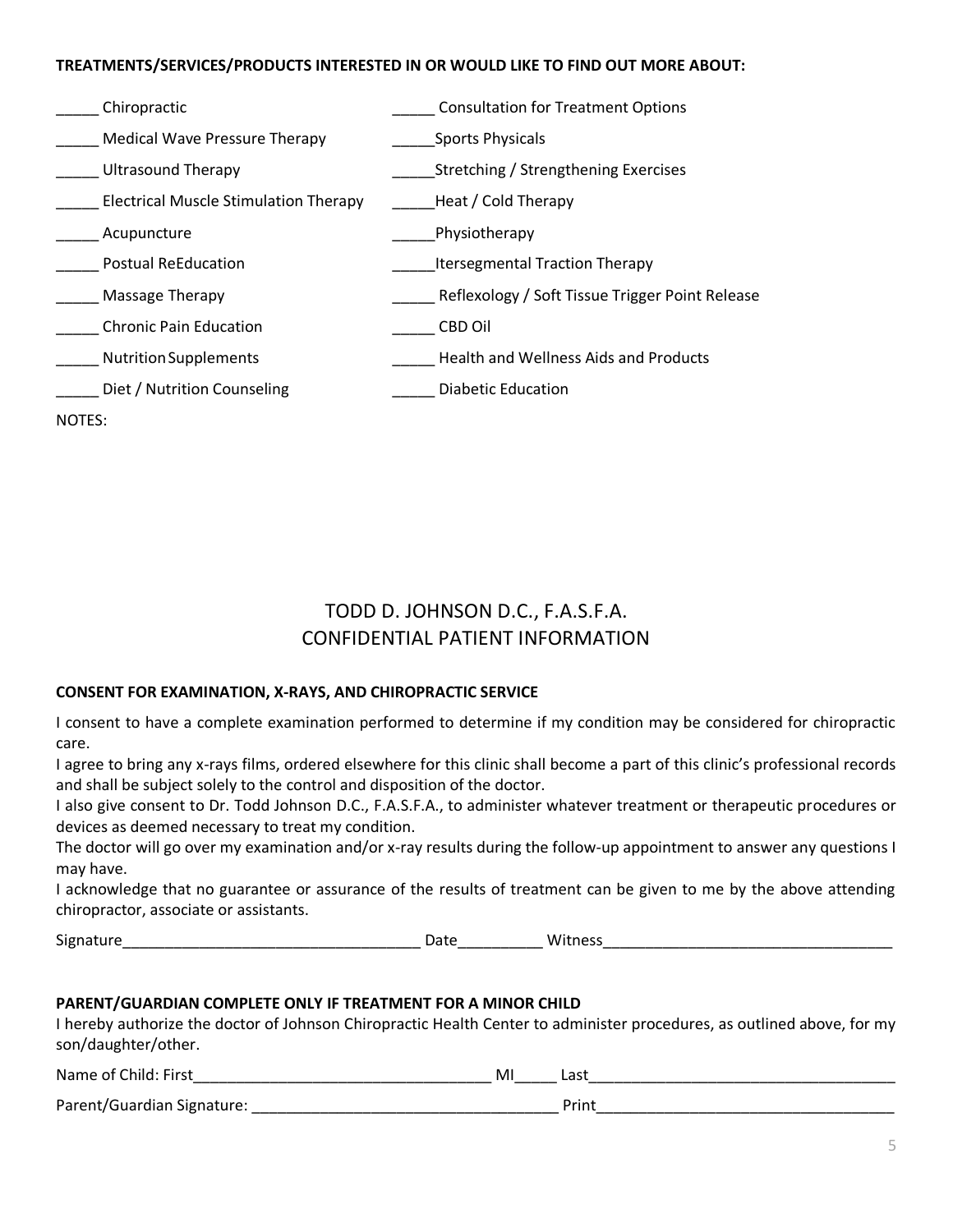**TREATMENTS/SERVICES/PRODUCTS INTERESTED IN OR WOULD LIKE TO FIND OUT MORE ABOUT:**

_____ Chiropractic

_____ Medical Wave Pressure Therapy

_____ Ultrasound Therapy

_____ Electrical Muscle Stimulation Therapy

_____ Acupuncture

_____ Postual ReEducation

_____ Massage Therapy

_____ Chronic Pain Education

_____ Nutrition Supplements

_____ Diet / Nutrition Counseling

_____ Consultation for Treatment Options

_____Sports Physicals

_____Stretching / Strengthening Exercises

_____Heat / Cold Therapy

_____Physiotherapy

_____Itersegmental Traction Therapy

_____ Reflexology / Soft Tissue Trigger Point Release

_____ CBD Oil

_____ Health and Wellness Aids and Products

_____ Diabetic Education

NOTES:

## TODD D. JOHNSON D.C., F.A.S.F.A.
## CONFIDENTIAL PATIENT INFORMATION

**CONSENT FOR EXAMINATION, X-RAYS, AND CHIROPRACTIC SERVICE**

I consent to have a complete examination performed to determine if my condition may be considered for chiropractic care.

I agree to bring any x-rays films, ordered elsewhere for this clinic shall become a part of this clinic's professional records and shall be subject solely to the control and disposition of the doctor.

I also give consent to Dr. Todd Johnson D.C., F.A.S.F.A., to administer whatever treatment or therapeutic procedures or devices as deemed necessary to treat my condition.

The doctor will go over my examination and/or x-ray results during the follow-up appointment to answer any questions I may have.

I acknowledge that no guarantee or assurance of the results of treatment can be given to me by the above attending chiropractor, associate or assistants.

Signature___________________________________ Date__________ Witness__________________________________

**PARENT/GUARDIAN COMPLETE ONLY IF TREATMENT FOR A MINOR CHILD**

I hereby authorize the doctor of Johnson Chiropractic Health Center to administer procedures, as outlined above, for my son/daughter/other.

Name of Child: First___________________________________ MI_____ Last____________________________________

Parent/Guardian Signature: ___________________________________ Print___________________________________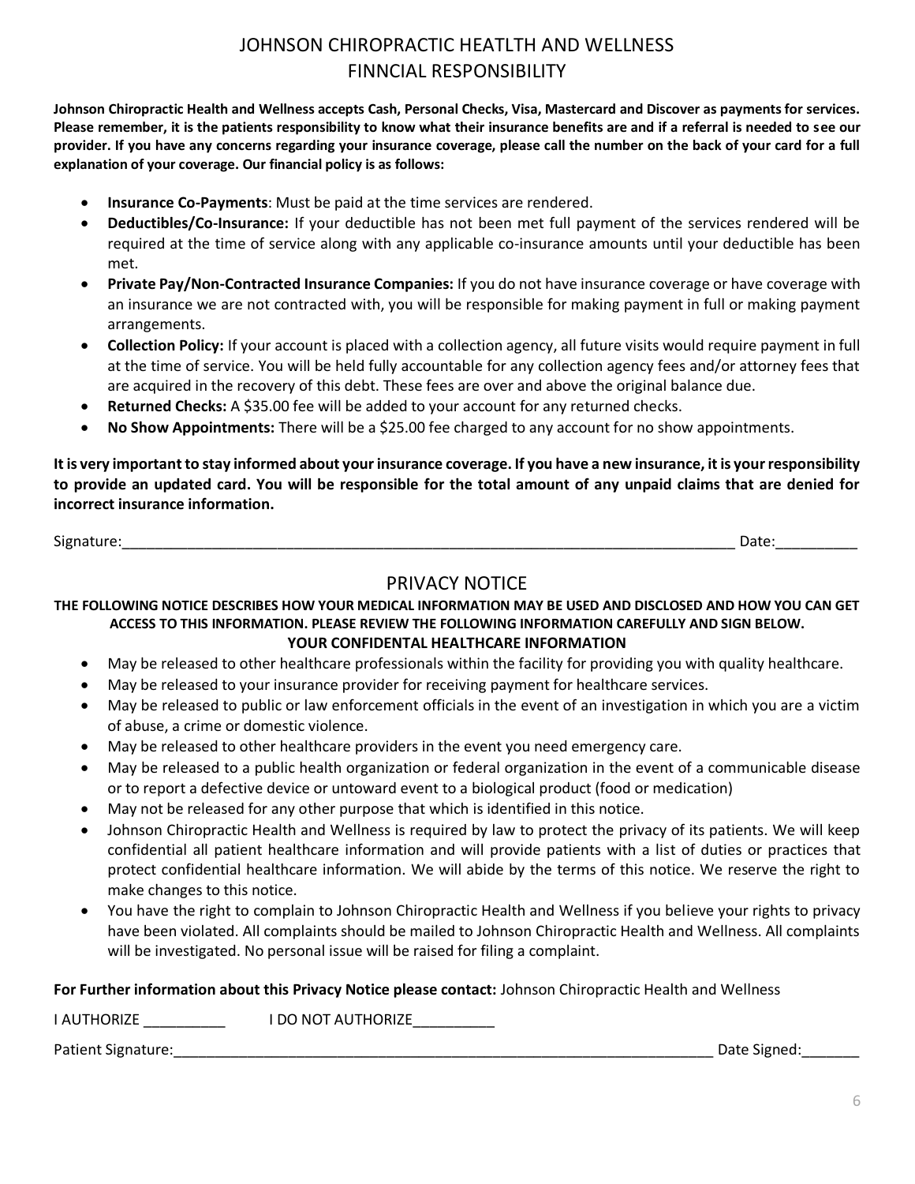# JOHNSON CHIROPRACTIC HEATLTH AND WELLNESS
## FINNCIAL RESPONSIBILITY

**Johnson Chiropractic Health and Wellness accepts Cash, Personal Checks, Visa, Mastercard and Discover as payments for services. Please remember, it is the patients responsibility to know what their insurance benefits are and if a referral is needed to see our provider. If you have any concerns regarding your insurance coverage, please call the number on the back of your card for a full explanation of your coverage. Our financial policy is as follows:**

- **Insurance Co-Payments**: Must be paid at the time services are rendered.
- **Deductibles/Co-Insurance:** If your deductible has not been met full payment of the services rendered will be required at the time of service along with any applicable co-insurance amounts until your deductible has been met.
- **Private Pay/Non-Contracted Insurance Companies:** If you do not have insurance coverage or have coverage with an insurance we are not contracted with, you will be responsible for making payment in full or making payment arrangements.
- **Collection Policy:** If your account is placed with a collection agency, all future visits would require payment in full at the time of service. You will be held fully accountable for any collection agency fees and/or attorney fees that are acquired in the recovery of this debt. These fees are over and above the original balance due.
- **Returned Checks:** A $35.00 fee will be added to your account for any returned checks.
- **No Show Appointments:** There will be a $25.00 fee charged to any account for no show appointments.

**It is very important to stay informed about your insurance coverage. If you have a new insurance, it is your responsibility to provide an updated card. You will be responsible for the total amount of any unpaid claims that are denied for incorrect insurance information.**

Signature:_______________________________________________________________________________ Date:__________

## PRIVACY NOTICE

**THE FOLLOWING NOTICE DESCRIBES HOW YOUR MEDICAL INFORMATION MAY BE USED AND DISCLOSED AND HOW YOU CAN GET ACCESS TO THIS INFORMATION. PLEASE REVIEW THE FOLLOWING INFORMATION CAREFULLY AND SIGN BELOW.**

**YOUR CONFIDENTAL HEALTHCARE INFORMATION**

- May be released to other healthcare professionals within the facility for providing you with quality healthcare.
- May be released to your insurance provider for receiving payment for healthcare services.
- May be released to public or law enforcement officials in the event of an investigation in which you are a victim of abuse, a crime or domestic violence.
- May be released to other healthcare providers in the event you need emergency care.
- May be released to a public health organization or federal organization in the event of a communicable disease or to report a defective device or untoward event to a biological product (food or medication)
- May not be released for any other purpose that which is identified in this notice.
- Johnson Chiropractic Health and Wellness is required by law to protect the privacy of its patients. We will keep confidential all patient healthcare information and will provide patients with a list of duties or practices that protect confidential healthcare information. We will abide by the terms of this notice. We reserve the right to make changes to this notice.
- You have the right to complain to Johnson Chiropractic Health and Wellness if you believe your rights to privacy have been violated. All complaints should be mailed to Johnson Chiropractic Health and Wellness. All complaints will be investigated. No personal issue will be raised for filing a complaint.

**For Further information about this Privacy Notice please contact:** Johnson Chiropractic Health and Wellness

I AUTHORIZE __________ I DO NOT AUTHORIZE__________

Patient Signature:______________________________________________________________________ Date Signed:_______